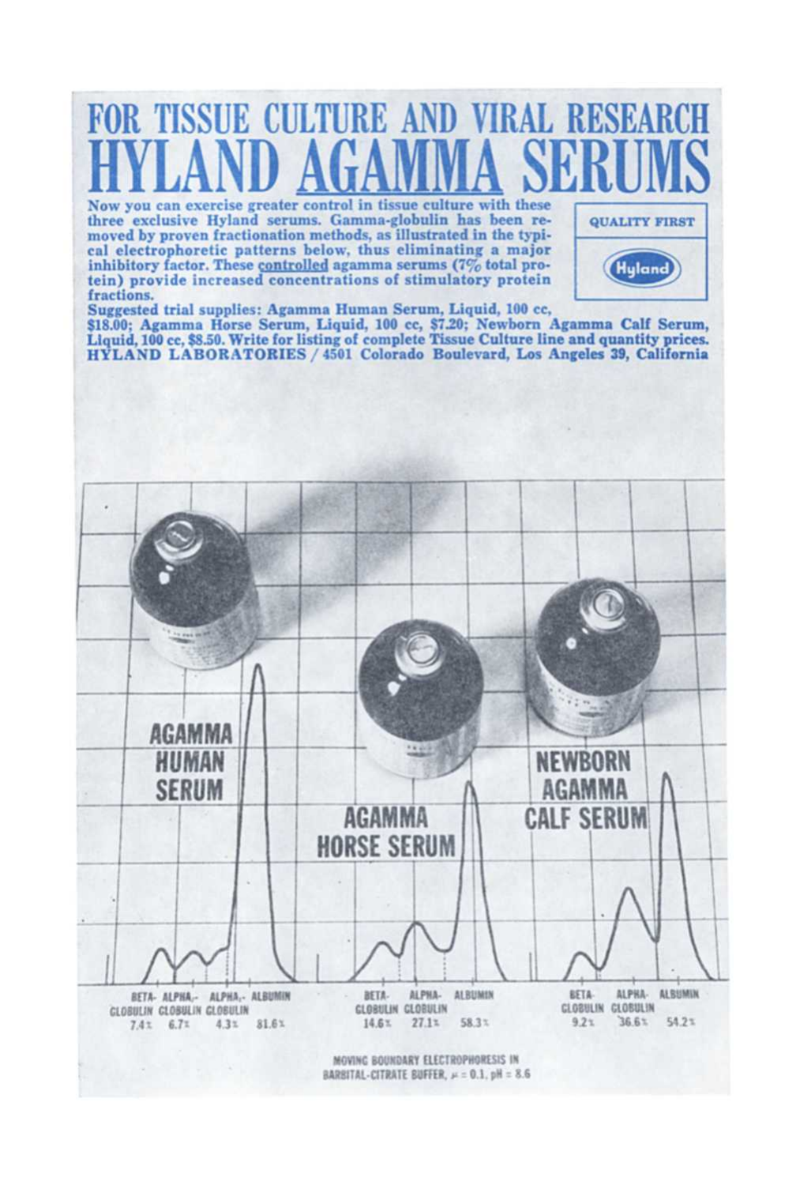# FOR TISSUE CULTURE AND VIRAL RESEARCH

# HYLAND AGAMMA SERUMS

Now you can exercise greater control in tissue culture with these three exclusive Hyland serums. Gamma-globulin has been removed by proven fractionation methods, as illustrated in the typical electrophoretic patterns below, thus eliminating a major inhibitory factor. These controlled agamma serums (7% total protein) provide increased concentrations of stimulatory protein fractions.

**QUALITY FIRST**

**Hyland**

Suggested trial supplies: Agamma Human Serum, Liquid, 100 cc, $18.00; Agamma Horse Serum, Liquid, 100 cc, $7.20; Newborn Agamma Calf Serum, Liquid, 100 cc, $8.50. Write for listing of complete Tissue Culture line and quantity prices.

**HYLAND LABORATORIES / 4501 Colorado Boulevard, Los Angeles 39, California**

**AGAMMA HUMAN SERUM**

| BETA-GLOBULIN | $ALPHA_2$-GLOBULIN | $ALPHA_1$-GLOBULIN | ALBUMIN |
|---|---|---|---|
| 7.4% | 6.7% | 4.3% | 81.6% |

**AGAMMA HORSE SERUM**

| BETA-GLOBULIN | ALPHA-GLOBULIN | ALBUMIN |
|---|---|---|
| 14.6% | 27.1% | 58.3% |

**NEWBORN AGAMMA CALF SERUM**

| BETA-GLOBULIN | ALPHA-GLOBULIN | ALBUMIN |
|---|---|---|
| 9.2% | 36.6% | 54.2% |

MOVING BOUNDARY ELECTROPHORESIS IN BARBITAL-CITRATE BUFFER, $\mu = 0.1$, pH = 8.6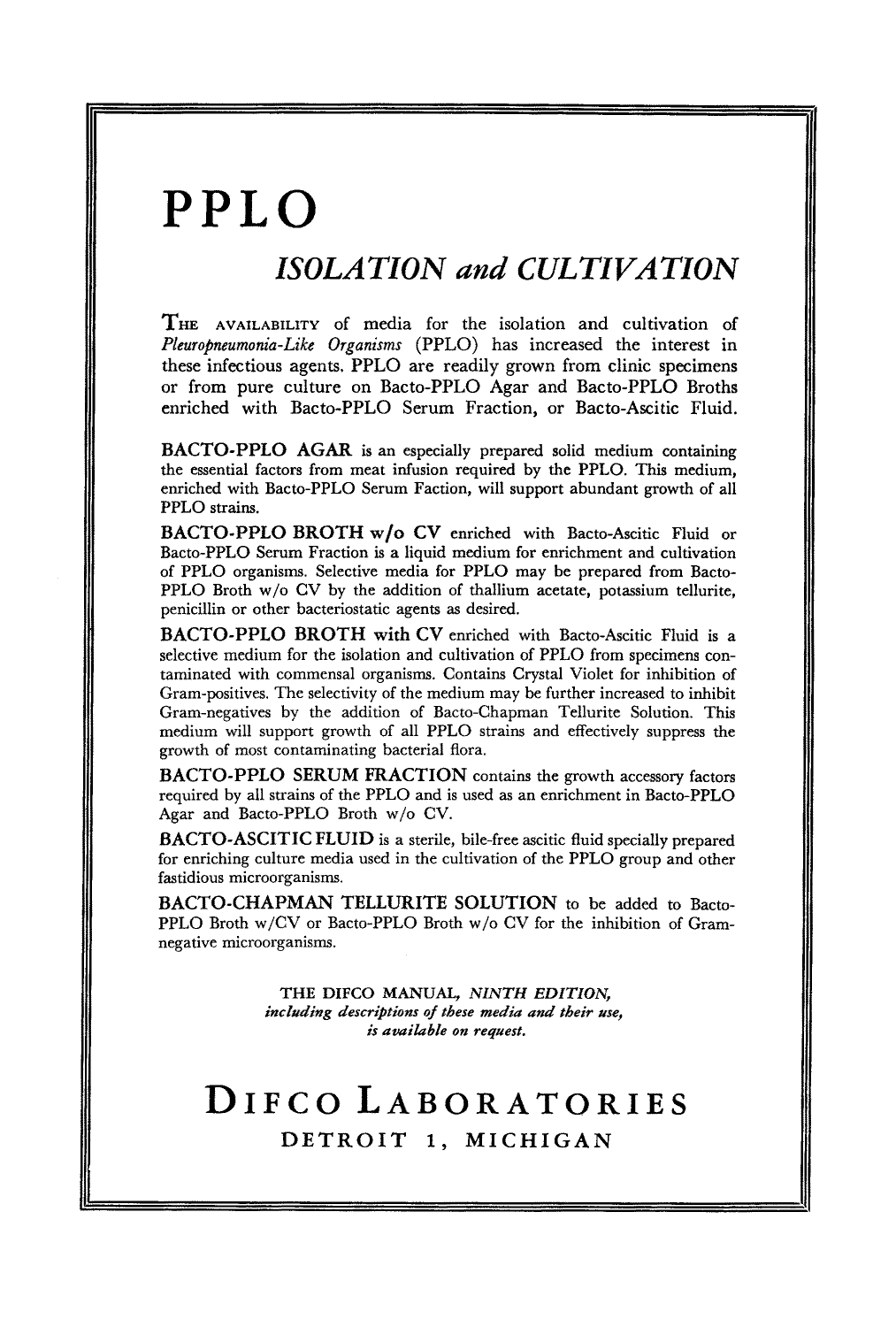# PPLO

## *ISOLATION and CULTIVATION*

THE AVAILABILITY of media for the isolation and cultivation of *Pleuropneumonia-Like Organisms* (PPLO) has increased the interest in these infectious agents. PPLO are readily grown from clinic specimens or from pure culture on Bacto-PPLO Agar and Bacto-PPLO Broths enriched with Bacto-PPLO Serum Fraction, or Bacto-Ascitic Fluid.

**BACTO-PPLO AGAR** is an especially prepared solid medium containing the essential factors from meat infusion required by the PPLO. This medium, enriched with Bacto-PPLO Serum Faction, will support abundant growth of all PPLO strains.

**BACTO-PPLO BROTH w/o CV** enriched with Bacto-Ascitic Fluid or Bacto-PPLO Serum Fraction is a liquid medium for enrichment and cultivation of PPLO organisms. Selective media for PPLO may be prepared from Bacto-PPLO Broth w/o CV by the addition of thallium acetate, potassium tellurite, penicillin or other bacteriostatic agents as desired.

**BACTO-PPLO BROTH with CV** enriched with Bacto-Ascitic Fluid is a selective medium for the isolation and cultivation of PPLO from specimens contaminated with commensal organisms. Contains Crystal Violet for inhibition of Gram-positives. The selectivity of the medium may be further increased to inhibit Gram-negatives by the addition of Bacto-Chapman Tellurite Solution. This medium will support growth of all PPLO strains and effectively suppress the growth of most contaminating bacterial flora.

**BACTO-PPLO SERUM FRACTION** contains the growth accessory factors required by all strains of the PPLO and is used as an enrichment in Bacto-PPLO Agar and Bacto-PPLO Broth w/o CV.

**BACTO-ASCITIC FLUID** is a sterile, bile-free ascitic fluid specially prepared for enriching culture media used in the cultivation of the PPLO group and other fastidious microorganisms.

**BACTO-CHAPMAN TELLURITE SOLUTION** to be added to Bacto-PPLO Broth w/CV or Bacto-PPLO Broth w/o CV for the inhibition of Gram-negative microorganisms.

THE DIFCO MANUAL, *NINTH EDITION,*
*including descriptions of these media and their use,*
*is available on request.*

## DIFCO LABORATORIES

DETROIT 1, MICHIGAN